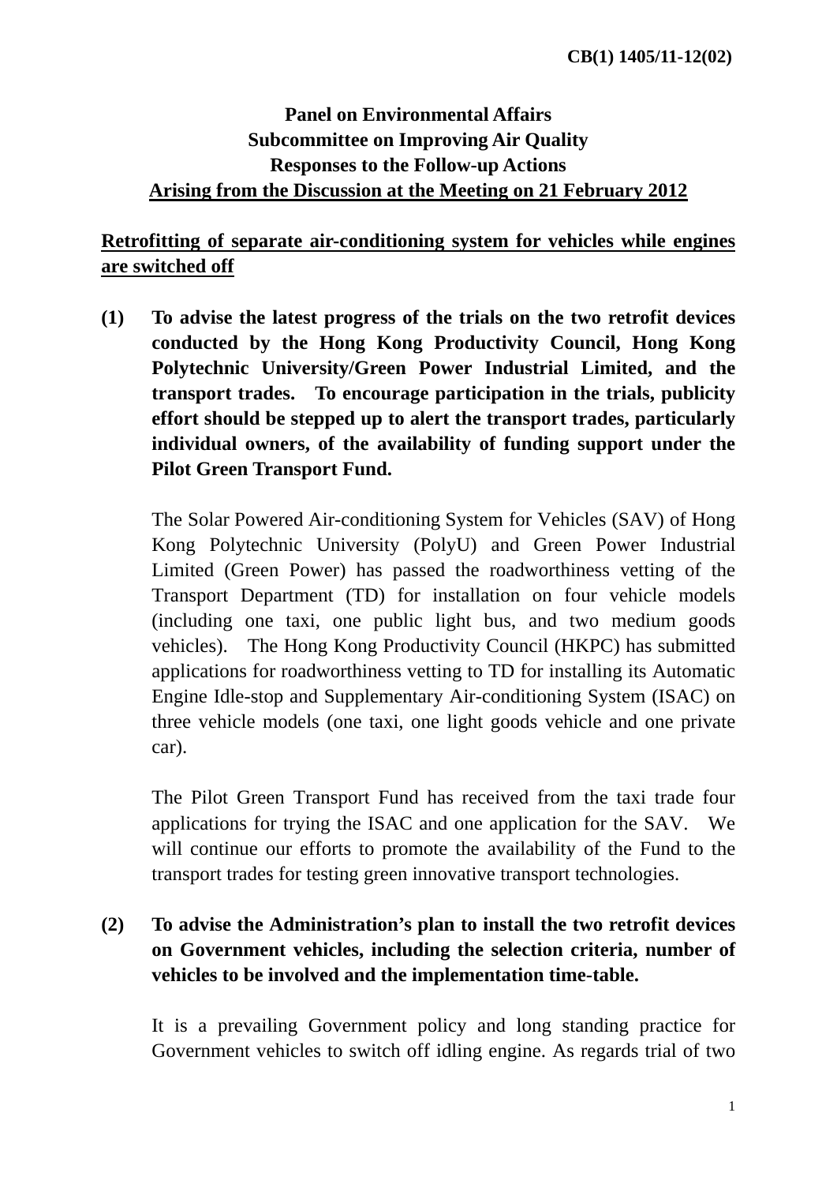CB(1) 1405/11-12(02)

**Panel on Environmental Affairs**
**Subcommittee on Improving Air Quality**
**Responses to the Follow-up Actions**
**Arising from the Discussion at the Meeting on 21 February 2012**

**Retrofitting of separate air-conditioning system for vehicles while engines are switched off**

**(1) To advise the latest progress of the trials on the two retrofit devices conducted by the Hong Kong Productivity Council, Hong Kong Polytechnic University/Green Power Industrial Limited, and the transport trades. To encourage participation in the trials, publicity effort should be stepped up to alert the transport trades, particularly individual owners, of the availability of funding support under the Pilot Green Transport Fund.**

The Solar Powered Air-conditioning System for Vehicles (SAV) of Hong Kong Polytechnic University (PolyU) and Green Power Industrial Limited (Green Power) has passed the roadworthiness vetting of the Transport Department (TD) for installation on four vehicle models (including one taxi, one public light bus, and two medium goods vehicles). The Hong Kong Productivity Council (HKPC) has submitted applications for roadworthiness vetting to TD for installing its Automatic Engine Idle-stop and Supplementary Air-conditioning System (ISAC) on three vehicle models (one taxi, one light goods vehicle and one private car).

The Pilot Green Transport Fund has received from the taxi trade four applications for trying the ISAC and one application for the SAV. We will continue our efforts to promote the availability of the Fund to the transport trades for testing green innovative transport technologies.

**(2) To advise the Administration's plan to install the two retrofit devices on Government vehicles, including the selection criteria, number of vehicles to be involved and the implementation time-table.**

It is a prevailing Government policy and long standing practice for Government vehicles to switch off idling engine. As regards trial of two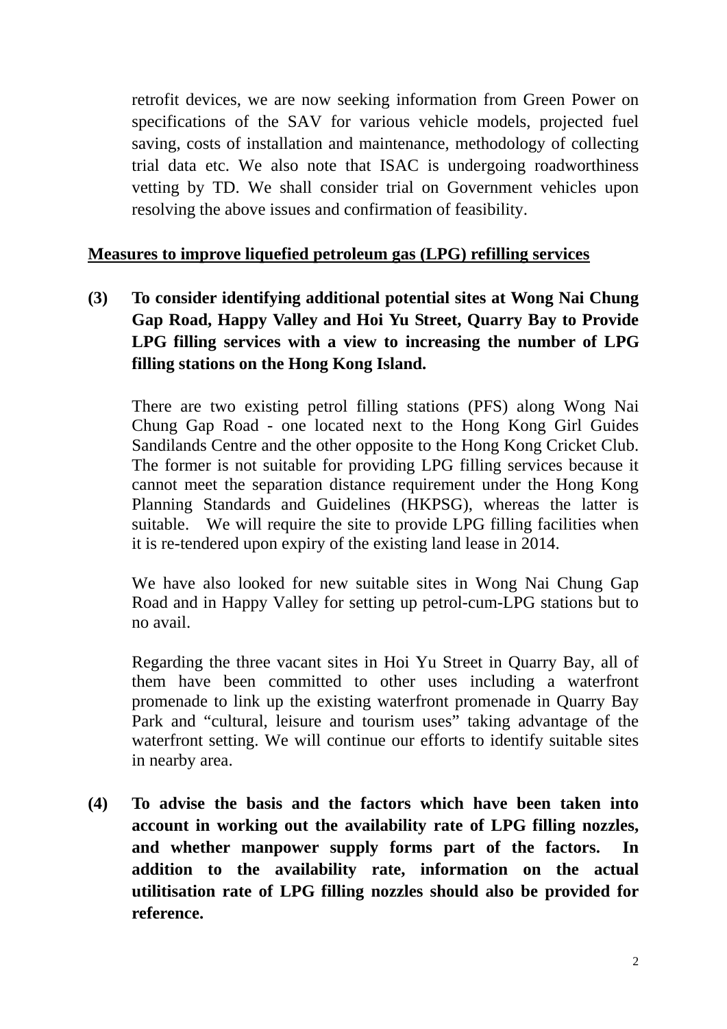retrofit devices, we are now seeking information from Green Power on specifications of the SAV for various vehicle models, projected fuel saving, costs of installation and maintenance, methodology of collecting trial data etc. We also note that ISAC is undergoing roadworthiness vetting by TD. We shall consider trial on Government vehicles upon resolving the above issues and confirmation of feasibility.

**<u>Measures to improve liquefied petroleum gas (LPG) refilling services</u>**

**(3) To consider identifying additional potential sites at Wong Nai Chung Gap Road, Happy Valley and Hoi Yu Street, Quarry Bay to Provide LPG filling services with a view to increasing the number of LPG filling stations on the Hong Kong Island.**

There are two existing petrol filling stations (PFS) along Wong Nai Chung Gap Road - one located next to the Hong Kong Girl Guides Sandilands Centre and the other opposite to the Hong Kong Cricket Club. The former is not suitable for providing LPG filling services because it cannot meet the separation distance requirement under the Hong Kong Planning Standards and Guidelines (HKPSG), whereas the latter is suitable. We will require the site to provide LPG filling facilities when it is re-tendered upon expiry of the existing land lease in 2014.

We have also looked for new suitable sites in Wong Nai Chung Gap Road and in Happy Valley for setting up petrol-cum-LPG stations but to no avail.

Regarding the three vacant sites in Hoi Yu Street in Quarry Bay, all of them have been committed to other uses including a waterfront promenade to link up the existing waterfront promenade in Quarry Bay Park and "cultural, leisure and tourism uses" taking advantage of the waterfront setting. We will continue our efforts to identify suitable sites in nearby area.

**(4) To advise the basis and the factors which have been taken into account in working out the availability rate of LPG filling nozzles, and whether manpower supply forms part of the factors. In addition to the availability rate, information on the actual utilitisation rate of LPG filling nozzles should also be provided for reference.**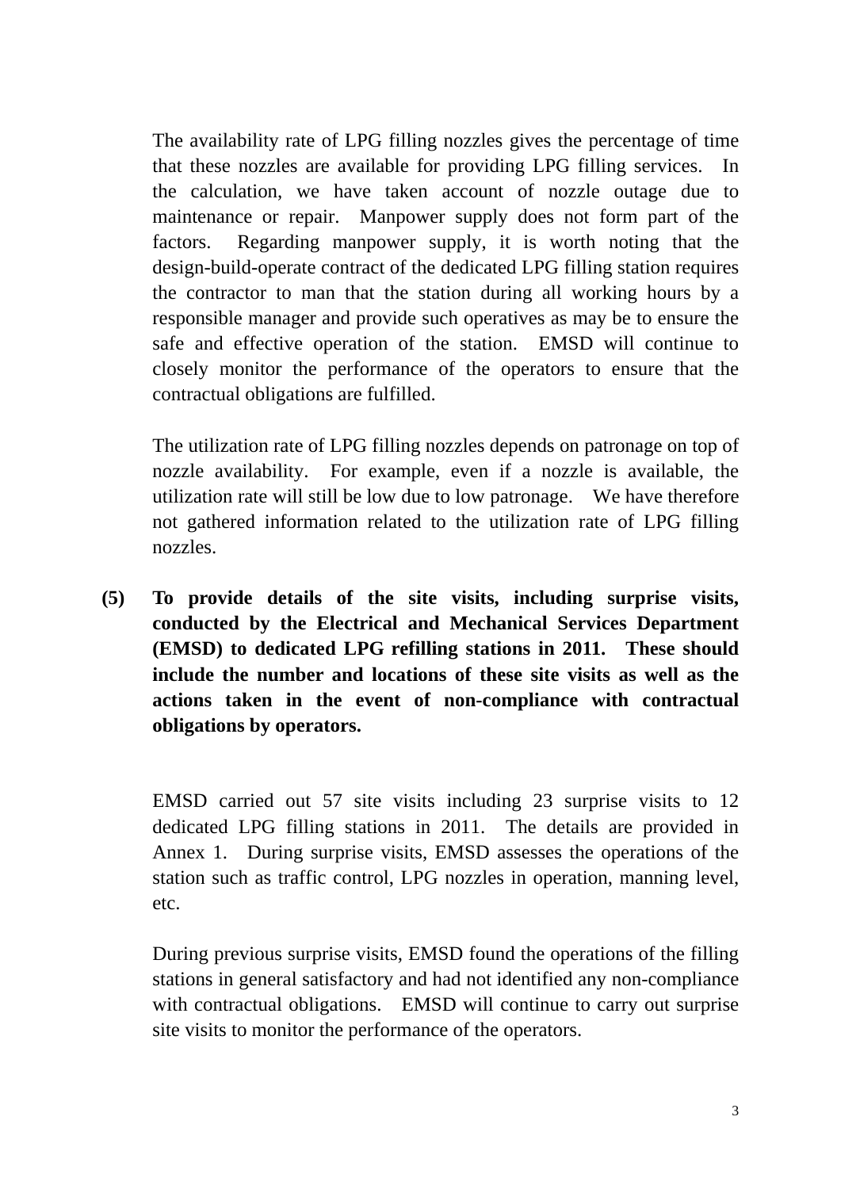The availability rate of LPG filling nozzles gives the percentage of time that these nozzles are available for providing LPG filling services. In the calculation, we have taken account of nozzle outage due to maintenance or repair. Manpower supply does not form part of the factors. Regarding manpower supply, it is worth noting that the design-build-operate contract of the dedicated LPG filling station requires the contractor to man that the station during all working hours by a responsible manager and provide such operatives as may be to ensure the safe and effective operation of the station. EMSD will continue to closely monitor the performance of the operators to ensure that the contractual obligations are fulfilled.

The utilization rate of LPG filling nozzles depends on patronage on top of nozzle availability. For example, even if a nozzle is available, the utilization rate will still be low due to low patronage. We have therefore not gathered information related to the utilization rate of LPG filling nozzles.

**(5) To provide details of the site visits, including surprise visits, conducted by the Electrical and Mechanical Services Department (EMSD) to dedicated LPG refilling stations in 2011. These should include the number and locations of these site visits as well as the actions taken in the event of non-compliance with contractual obligations by operators.**

EMSD carried out 57 site visits including 23 surprise visits to 12 dedicated LPG filling stations in 2011. The details are provided in Annex 1. During surprise visits, EMSD assesses the operations of the station such as traffic control, LPG nozzles in operation, manning level, etc.

During previous surprise visits, EMSD found the operations of the filling stations in general satisfactory and had not identified any non-compliance with contractual obligations. EMSD will continue to carry out surprise site visits to monitor the performance of the operators.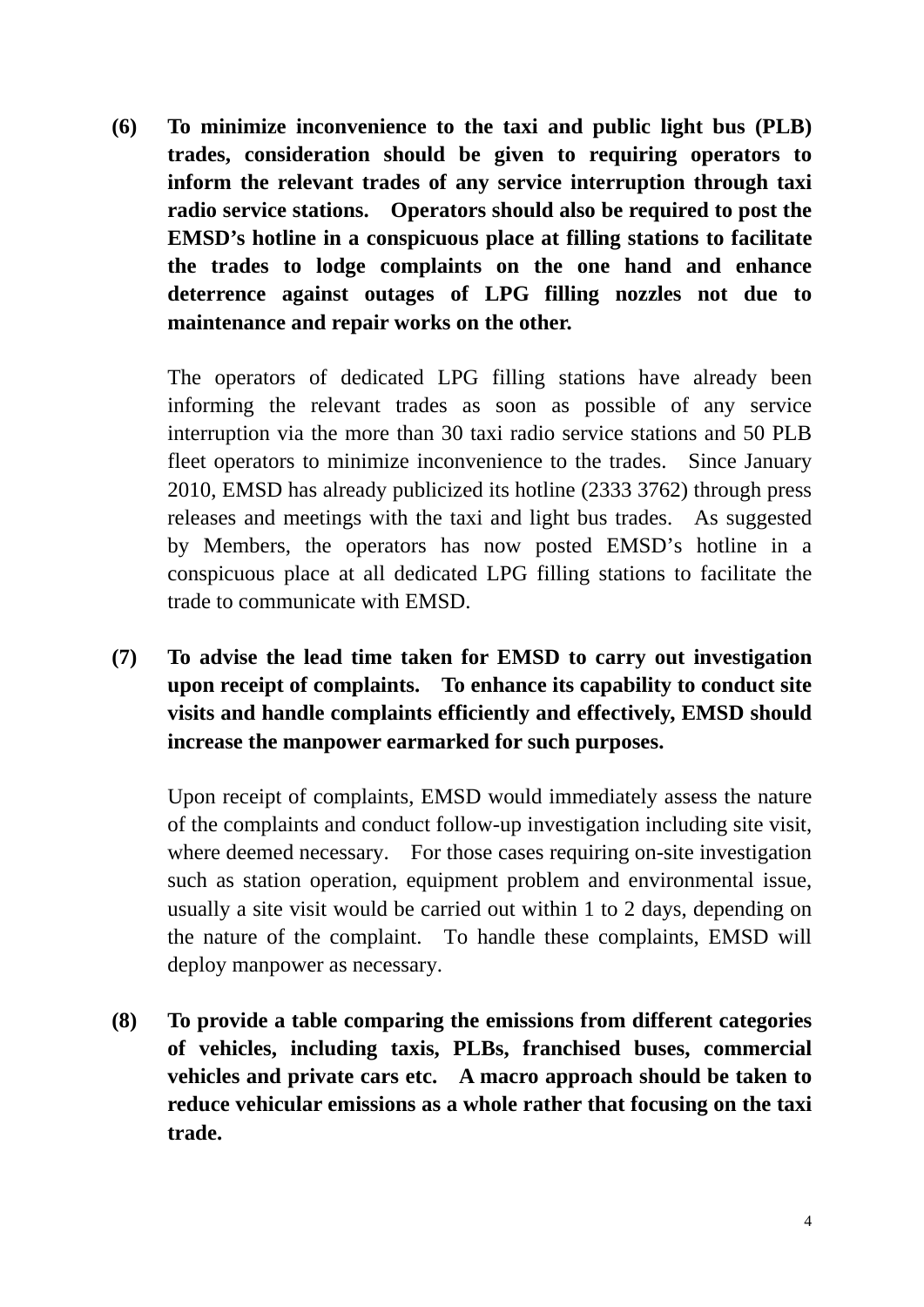**(6) To minimize inconvenience to the taxi and public light bus (PLB) trades, consideration should be given to requiring operators to inform the relevant trades of any service interruption through taxi radio service stations. Operators should also be required to post the EMSD's hotline in a conspicuous place at filling stations to facilitate the trades to lodge complaints on the one hand and enhance deterrence against outages of LPG filling nozzles not due to maintenance and repair works on the other.**

The operators of dedicated LPG filling stations have already been informing the relevant trades as soon as possible of any service interruption via the more than 30 taxi radio service stations and 50 PLB fleet operators to minimize inconvenience to the trades. Since January 2010, EMSD has already publicized its hotline (2333 3762) through press releases and meetings with the taxi and light bus trades. As suggested by Members, the operators has now posted EMSD's hotline in a conspicuous place at all dedicated LPG filling stations to facilitate the trade to communicate with EMSD.

**(7) To advise the lead time taken for EMSD to carry out investigation upon receipt of complaints. To enhance its capability to conduct site visits and handle complaints efficiently and effectively, EMSD should increase the manpower earmarked for such purposes.**

Upon receipt of complaints, EMSD would immediately assess the nature of the complaints and conduct follow-up investigation including site visit, where deemed necessary. For those cases requiring on-site investigation such as station operation, equipment problem and environmental issue, usually a site visit would be carried out within 1 to 2 days, depending on the nature of the complaint. To handle these complaints, EMSD will deploy manpower as necessary.

**(8) To provide a table comparing the emissions from different categories of vehicles, including taxis, PLBs, franchised buses, commercial vehicles and private cars etc. A macro approach should be taken to reduce vehicular emissions as a whole rather that focusing on the taxi trade.**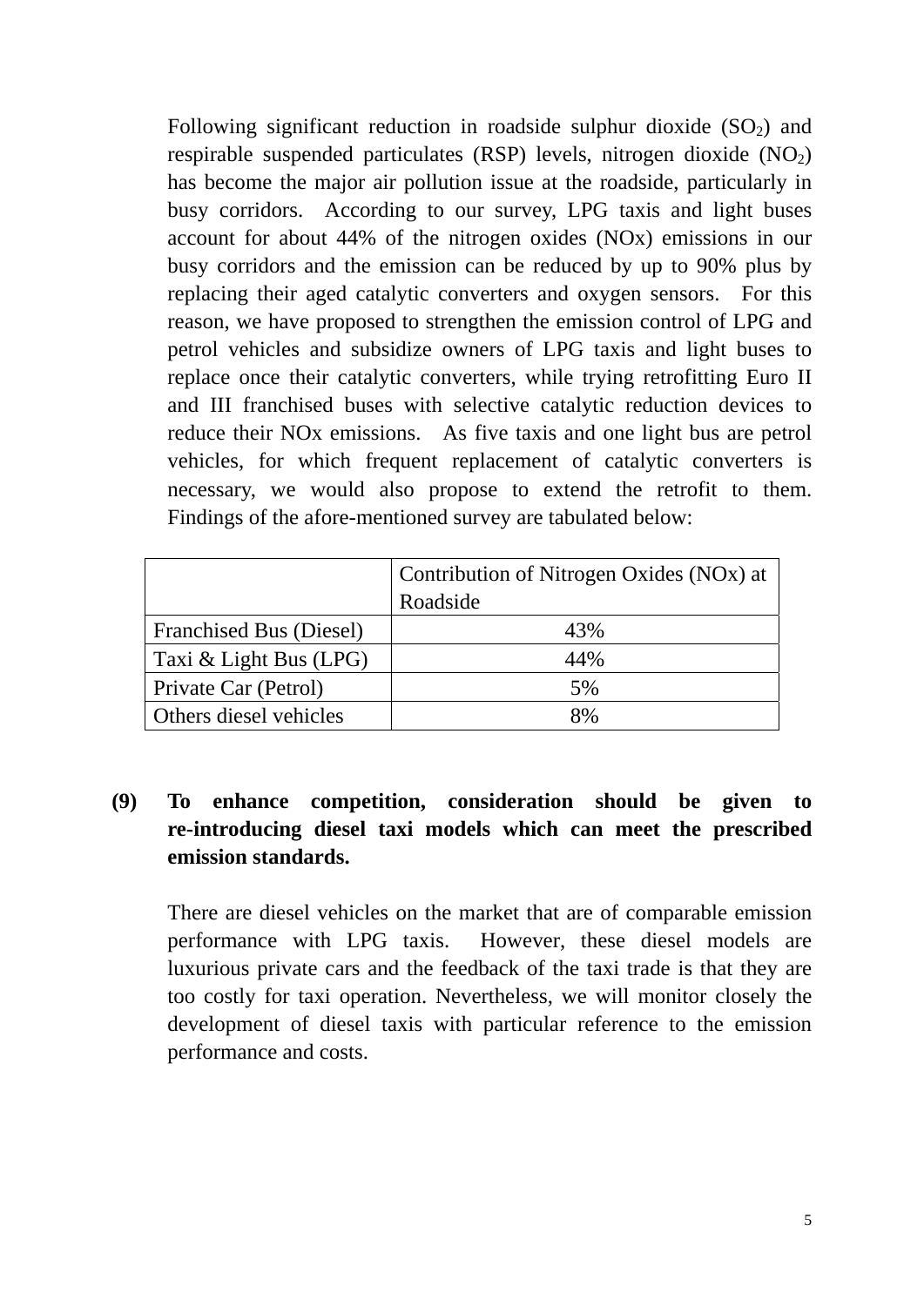Following significant reduction in roadside sulphur dioxide ($SO_2$) and respirable suspended particulates (RSP) levels, nitrogen dioxide ($NO_2$) has become the major air pollution issue at the roadside, particularly in busy corridors. According to our survey, LPG taxis and light buses account for about 44% of the nitrogen oxides (NOx) emissions in our busy corridors and the emission can be reduced by up to 90% plus by replacing their aged catalytic converters and oxygen sensors. For this reason, we have proposed to strengthen the emission control of LPG and petrol vehicles and subsidize owners of LPG taxis and light buses to replace once their catalytic converters, while trying retrofitting Euro II and III franchised buses with selective catalytic reduction devices to reduce their NOx emissions. As five taxis and one light bus are petrol vehicles, for which frequent replacement of catalytic converters is necessary, we would also propose to extend the retrofit to them. Findings of the afore-mentioned survey are tabulated below:

| | Contribution of Nitrogen Oxides (NOx) at Roadside |
|---|---|
| Franchised Bus (Diesel) | 43% |
| Taxi & Light Bus (LPG) | 44% |
| Private Car (Petrol) | 5% |
| Others diesel vehicles | 8% |

**(9) To enhance competition, consideration should be given to re-introducing diesel taxi models which can meet the prescribed emission standards.**

There are diesel vehicles on the market that are of comparable emission performance with LPG taxis. However, these diesel models are luxurious private cars and the feedback of the taxi trade is that they are too costly for taxi operation. Nevertheless, we will monitor closely the development of diesel taxis with particular reference to the emission performance and costs.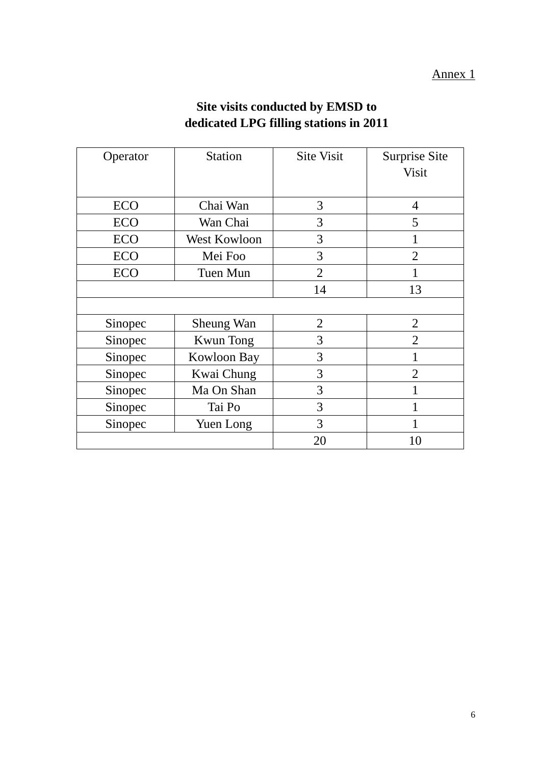Annex 1

## Site visits conducted by EMSD to dedicated LPG filling stations in 2011

| Operator | Station | Site Visit | Surprise Site Visit |
|---|---|---|---|
| ECO | Chai Wan | 3 | 4 |
| ECO | Wan Chai | 3 | 5 |
| ECO | West Kowloon | 3 | 1 |
| ECO | Mei Foo | 3 | 2 |
| ECO | Tuen Mun | 2 | 1 |
| | | 14 | 13 |
| | | | |
| Sinopec | Sheung Wan | 2 | 2 |
| Sinopec | Kwun Tong | 3 | 2 |
| Sinopec | Kowloon Bay | 3 | 1 |
| Sinopec | Kwai Chung | 3 | 2 |
| Sinopec | Ma On Shan | 3 | 1 |
| Sinopec | Tai Po | 3 | 1 |
| Sinopec | Yuen Long | 3 | 1 |
| | | 20 | 10 |